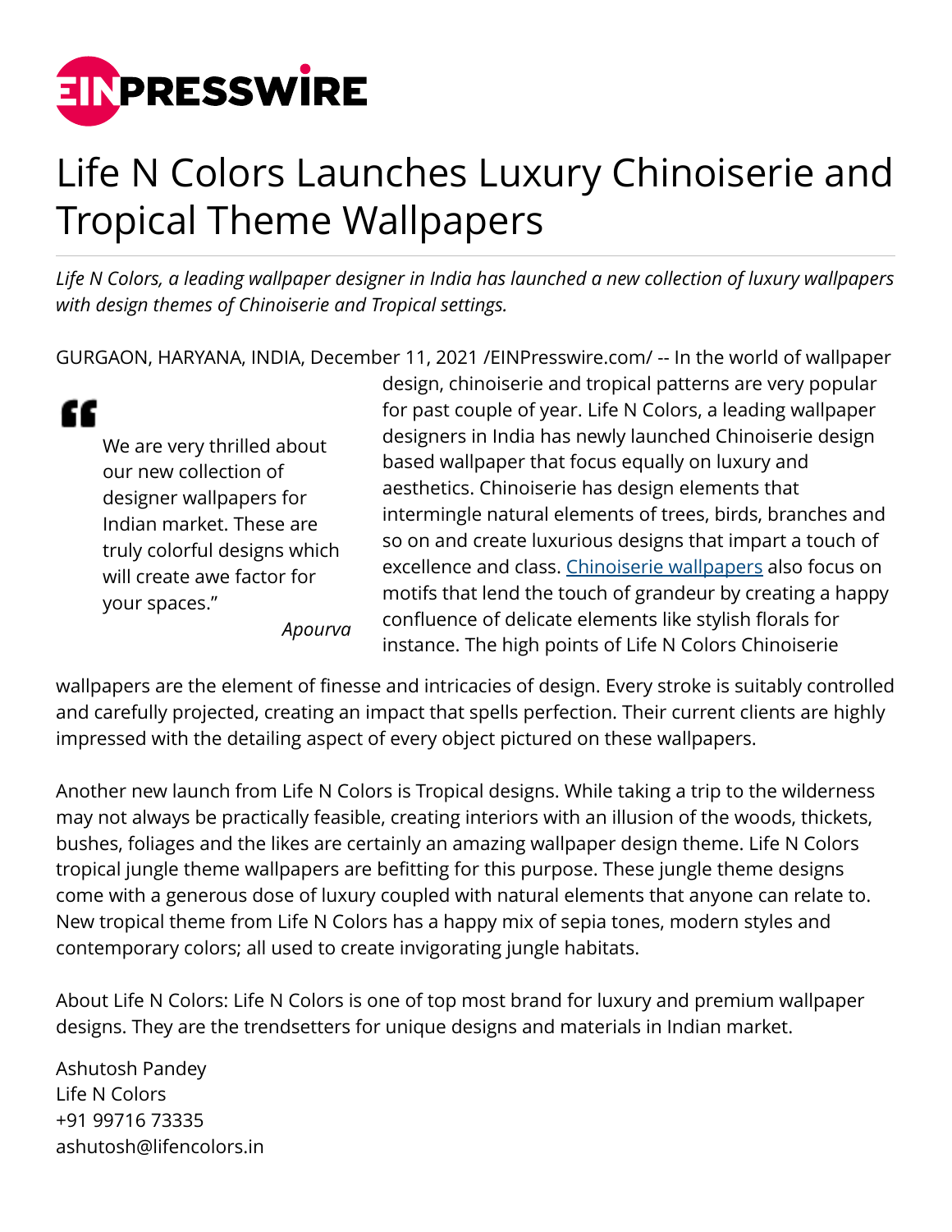# Life N Colors Launches Luxury Chinoiserie and Tropical Theme Wallpapers

*Life N Colors, a leading wallpaper designer in India has launched a new collection of luxury wallpapers with design themes of Chinoiserie and Tropical settings.*

GURGAON, HARYANA, INDIA, December 11, 2021 /EINPresswire.com/ -- In the world of wallpaper design, chinoiserie and tropical patterns are very popular for past couple of year. Life N Colors, a leading wallpaper designers in India has newly launched Chinoiserie design based wallpaper that focus equally on luxury and aesthetics. Chinoiserie has design elements that intermingle natural elements of trees, birds, branches and so on and create luxurious designs that impart a touch of excellence and class. [Chinoiserie wallpapers]() also focus on motifs that lend the touch of grandeur by creating a happy confluence of delicate elements like stylish florals for instance. The high points of Life N Colors Chinoiserie wallpapers are the element of finesse and intricacies of design. Every stroke is suitably controlled and carefully projected, creating an impact that spells perfection. Their current clients are highly impressed with the detailing aspect of every object pictured on these wallpapers.

> We are very thrilled about our new collection of designer wallpapers for Indian market. These are truly colorful designs which will create awe factor for your spaces."
>
> *Apourva*

Another new launch from Life N Colors is Tropical designs. While taking a trip to the wilderness may not always be practically feasible, creating interiors with an illusion of the woods, thickets, bushes, foliages and the likes are certainly an amazing wallpaper design theme. Life N Colors tropical jungle theme wallpapers are befitting for this purpose. These jungle theme designs come with a generous dose of luxury coupled with natural elements that anyone can relate to. New tropical theme from Life N Colors has a happy mix of sepia tones, modern styles and contemporary colors; all used to create invigorating jungle habitats.

About Life N Colors: Life N Colors is one of top most brand for luxury and premium wallpaper designs. They are the trendsetters for unique designs and materials in Indian market.

Ashutosh Pandey
Life N Colors
+91 99716 73335
ashutosh@lifencolors.in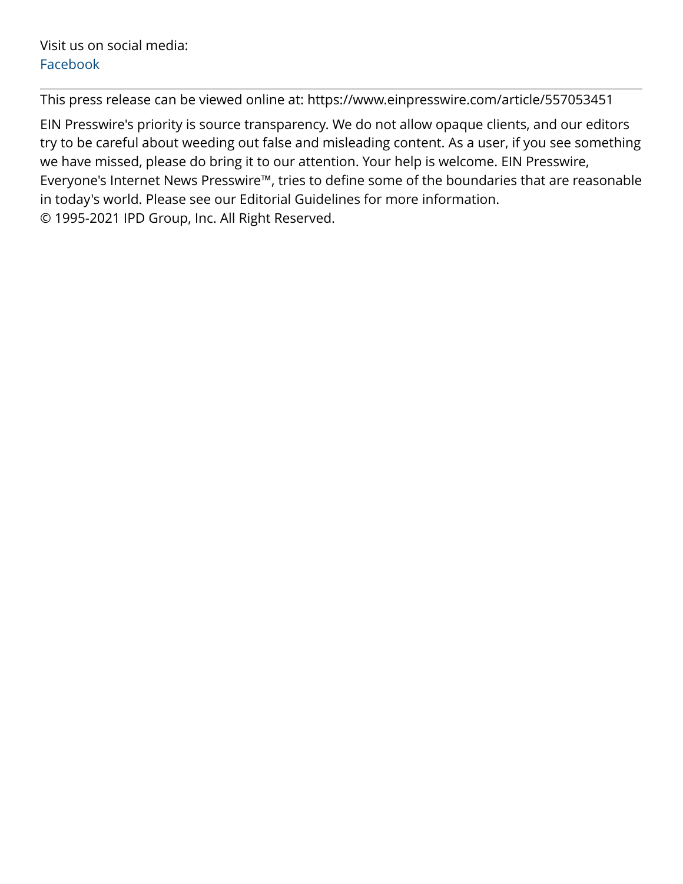Visit us on social media:
Facebook

---

This press release can be viewed online at: https://www.einpresswire.com/article/557053451

EIN Presswire's priority is source transparency. We do not allow opaque clients, and our editors try to be careful about weeding out false and misleading content. As a user, if you see something we have missed, please do bring it to our attention. Your help is welcome. EIN Presswire, Everyone's Internet News Presswire™, tries to define some of the boundaries that are reasonable in today's world. Please see our Editorial Guidelines for more information.
© 1995-2021 IPD Group, Inc. All Right Reserved.